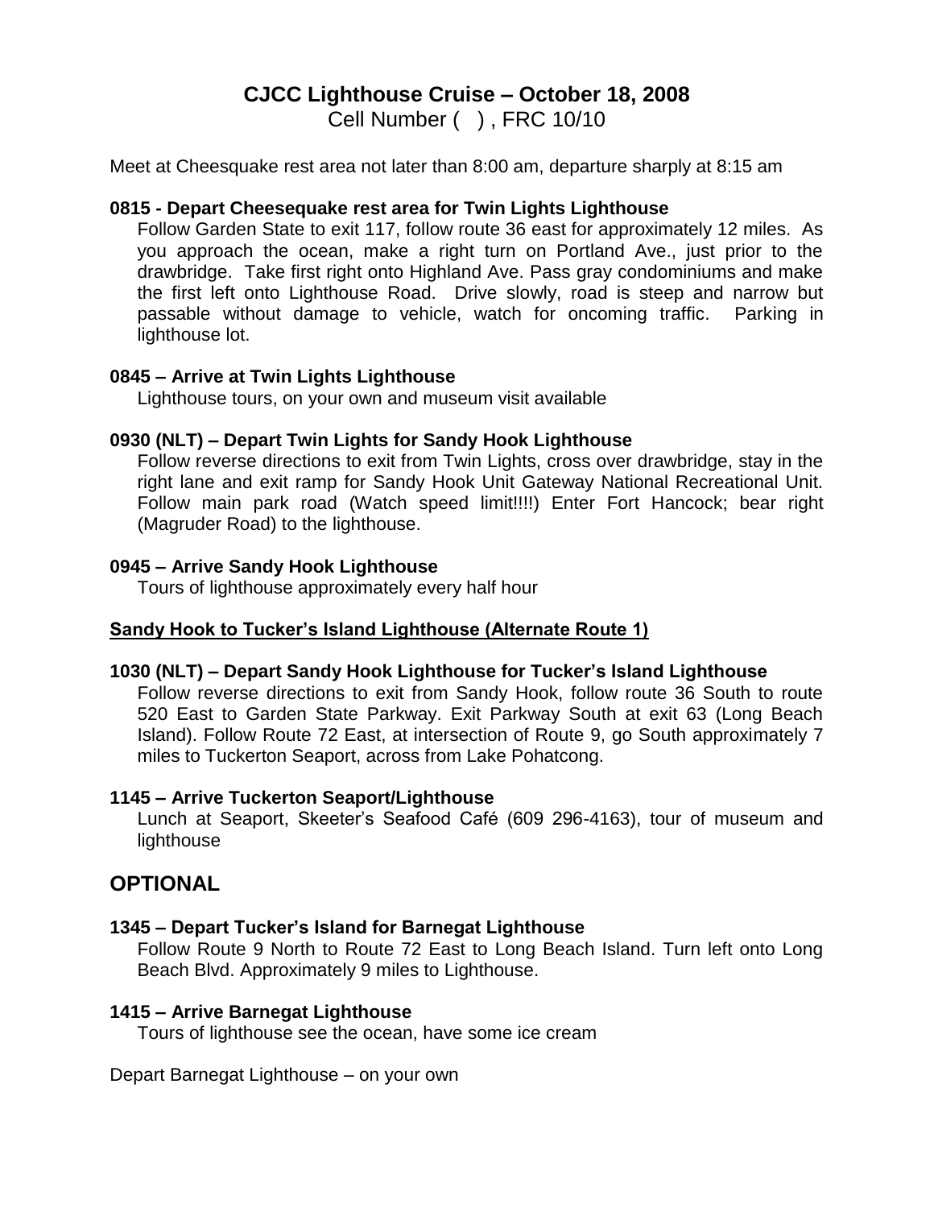# CJCC Lighthouse Cruise – October 18, 2008

Cell Number ( ) , FRC 10/10

Meet at Cheesquake rest area not later than 8:00 am, departure sharply at 8:15 am

**0815 - Depart Cheesequake rest area for Twin Lights Lighthouse**

Follow Garden State to exit 117, follow route 36 east for approximately 12 miles. As you approach the ocean, make a right turn on Portland Ave., just prior to the drawbridge. Take first right onto Highland Ave. Pass gray condominiums and make the first left onto Lighthouse Road. Drive slowly, road is steep and narrow but passable without damage to vehicle, watch for oncoming traffic. Parking in lighthouse lot.

**0845 – Arrive at Twin Lights Lighthouse**

Lighthouse tours, on your own and museum visit available

**0930 (NLT) – Depart Twin Lights for Sandy Hook Lighthouse**

Follow reverse directions to exit from Twin Lights, cross over drawbridge, stay in the right lane and exit ramp for Sandy Hook Unit Gateway National Recreational Unit. Follow main park road (Watch speed limit!!!!) Enter Fort Hancock; bear right (Magruder Road) to the lighthouse.

**0945 – Arrive Sandy Hook Lighthouse**

Tours of lighthouse approximately every half hour

**Sandy Hook to Tucker's Island Lighthouse (Alternate Route 1)**

**1030 (NLT) – Depart Sandy Hook Lighthouse for Tucker's Island Lighthouse**

Follow reverse directions to exit from Sandy Hook, follow route 36 South to route 520 East to Garden State Parkway. Exit Parkway South at exit 63 (Long Beach Island). Follow Route 72 East, at intersection of Route 9, go South approximately 7 miles to Tuckerton Seaport, across from Lake Pohatcong.

**1145 – Arrive Tuckerton Seaport/Lighthouse**

Lunch at Seaport, Skeeter's Seafood Café (609 296-4163), tour of museum and lighthouse

## OPTIONAL

**1345 – Depart Tucker's Island for Barnegat Lighthouse**

Follow Route 9 North to Route 72 East to Long Beach Island. Turn left onto Long Beach Blvd. Approximately 9 miles to Lighthouse.

**1415 – Arrive Barnegat Lighthouse**

Tours of lighthouse see the ocean, have some ice cream

Depart Barnegat Lighthouse – on your own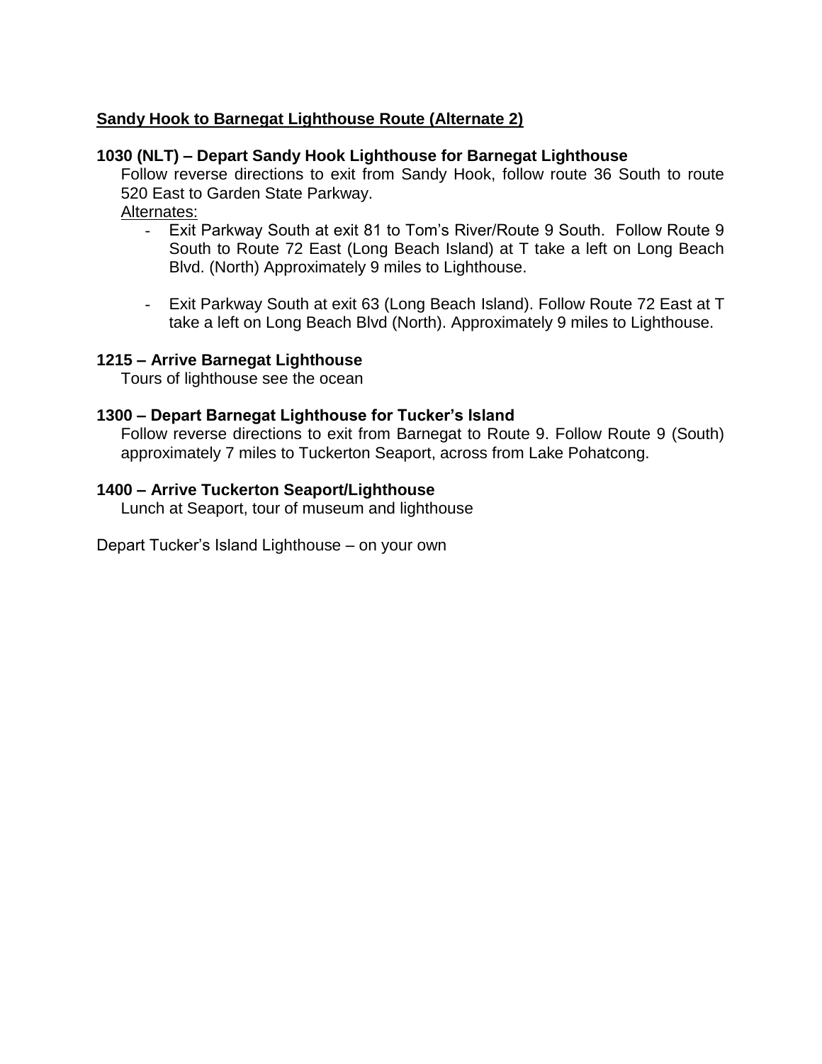**<u>Sandy Hook to Barnegat Lighthouse Route (Alternate 2)</u>**

**1030 (NLT) – Depart Sandy Hook Lighthouse for Barnegat Lighthouse**

Follow reverse directions to exit from Sandy Hook, follow route 36 South to route 520 East to Garden State Parkway.

<u>Alternates:</u>

- Exit Parkway South at exit 81 to Tom's River/Route 9 South. Follow Route 9 South to Route 72 East (Long Beach Island) at T take a left on Long Beach Blvd. (North) Approximately 9 miles to Lighthouse.

- Exit Parkway South at exit 63 (Long Beach Island). Follow Route 72 East at T take a left on Long Beach Blvd (North). Approximately 9 miles to Lighthouse.

**1215 – Arrive Barnegat Lighthouse**

Tours of lighthouse see the ocean

**1300 – Depart Barnegat Lighthouse for Tucker's Island**

Follow reverse directions to exit from Barnegat to Route 9. Follow Route 9 (South) approximately 7 miles to Tuckerton Seaport, across from Lake Pohatcong.

**1400 – Arrive Tuckerton Seaport/Lighthouse**

Lunch at Seaport, tour of museum and lighthouse

Depart Tucker's Island Lighthouse – on your own